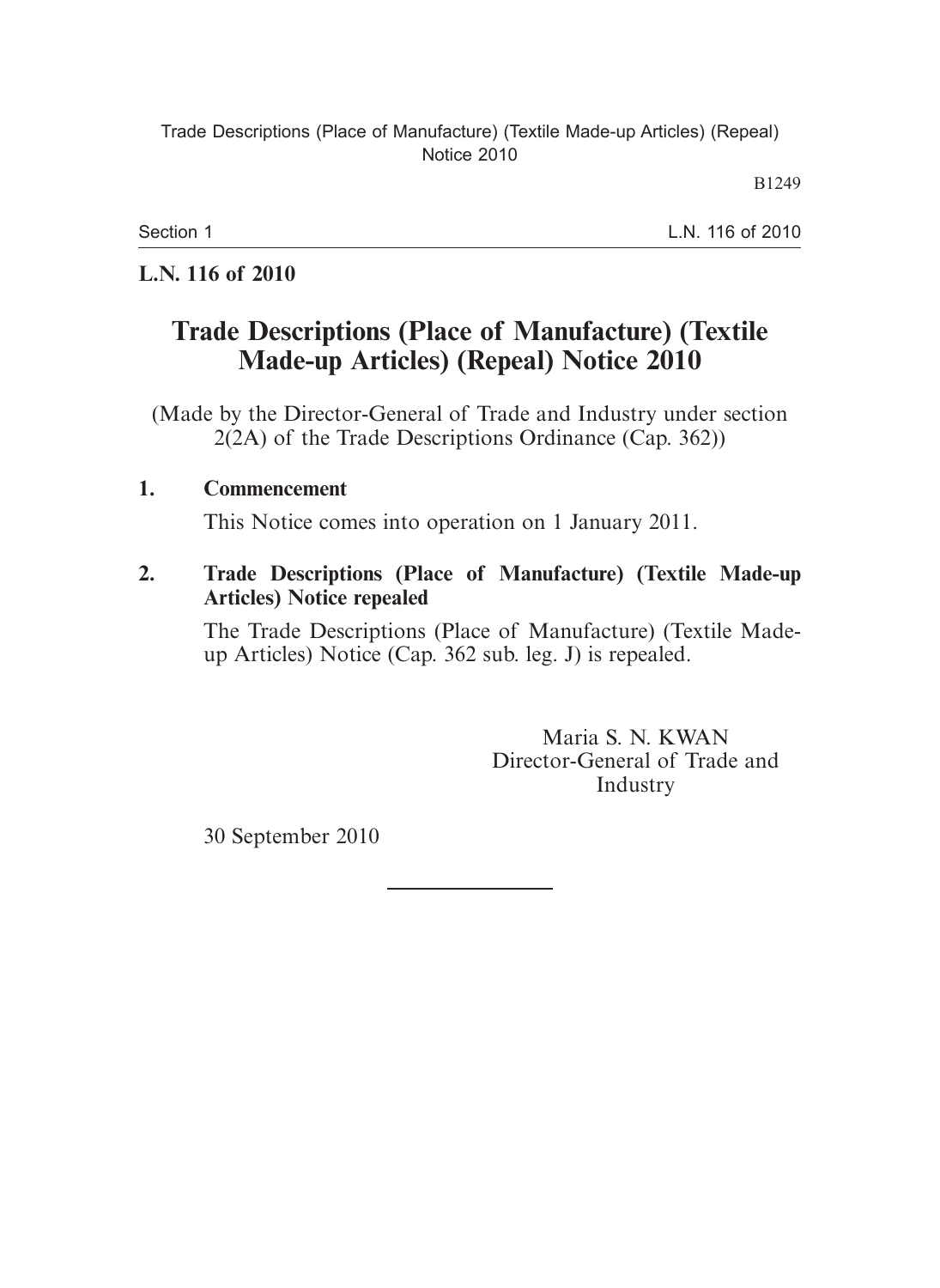**L.N. 116 of 2010**

# Trade Descriptions (Place of Manufacture) (Textile Made-up Articles) (Repeal) Notice 2010

(Made by the Director-General of Trade and Industry under section 2(2A) of the Trade Descriptions Ordinance (Cap. 362))

**1. Commencement**

This Notice comes into operation on 1 January 2011.

**2. Trade Descriptions (Place of Manufacture) (Textile Made-up Articles) Notice repealed**

The Trade Descriptions (Place of Manufacture) (Textile Made-up Articles) Notice (Cap. 362 sub. leg. J) is repealed.

Maria S. N. KWAN
Director-General of Trade and Industry

30 September 2010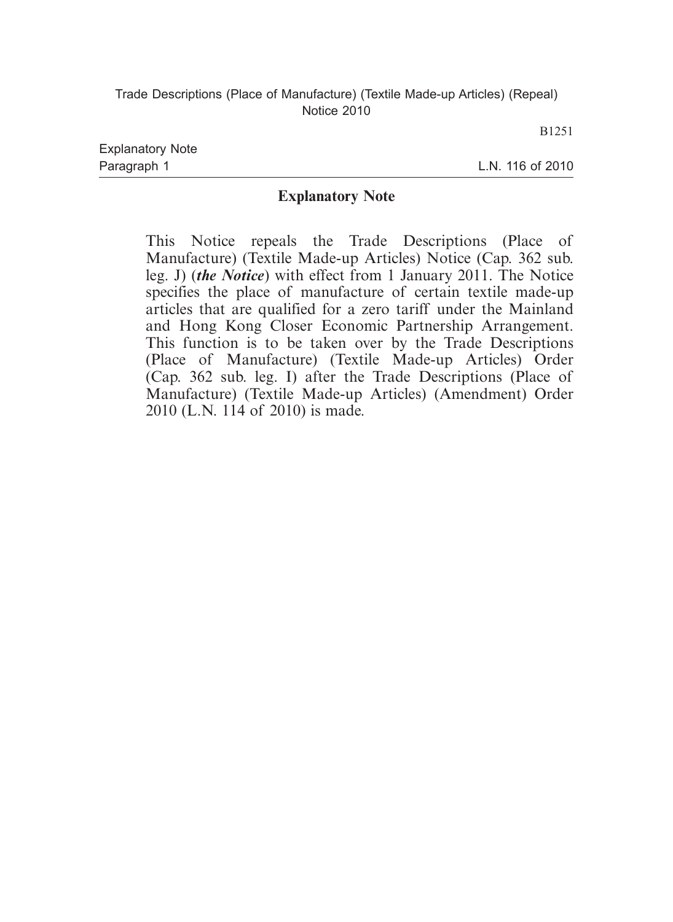## Explanatory Note

This Notice repeals the Trade Descriptions (Place of Manufacture) (Textile Made-up Articles) Notice (Cap. 362 sub. leg. J) (***the Notice***) with effect from 1 January 2011. The Notice specifies the place of manufacture of certain textile made-up articles that are qualified for a zero tariff under the Mainland and Hong Kong Closer Economic Partnership Arrangement. This function is to be taken over by the Trade Descriptions (Place of Manufacture) (Textile Made-up Articles) Order (Cap. 362 sub. leg. I) after the Trade Descriptions (Place of Manufacture) (Textile Made-up Articles) (Amendment) Order 2010 (L.N. 114 of 2010) is made.